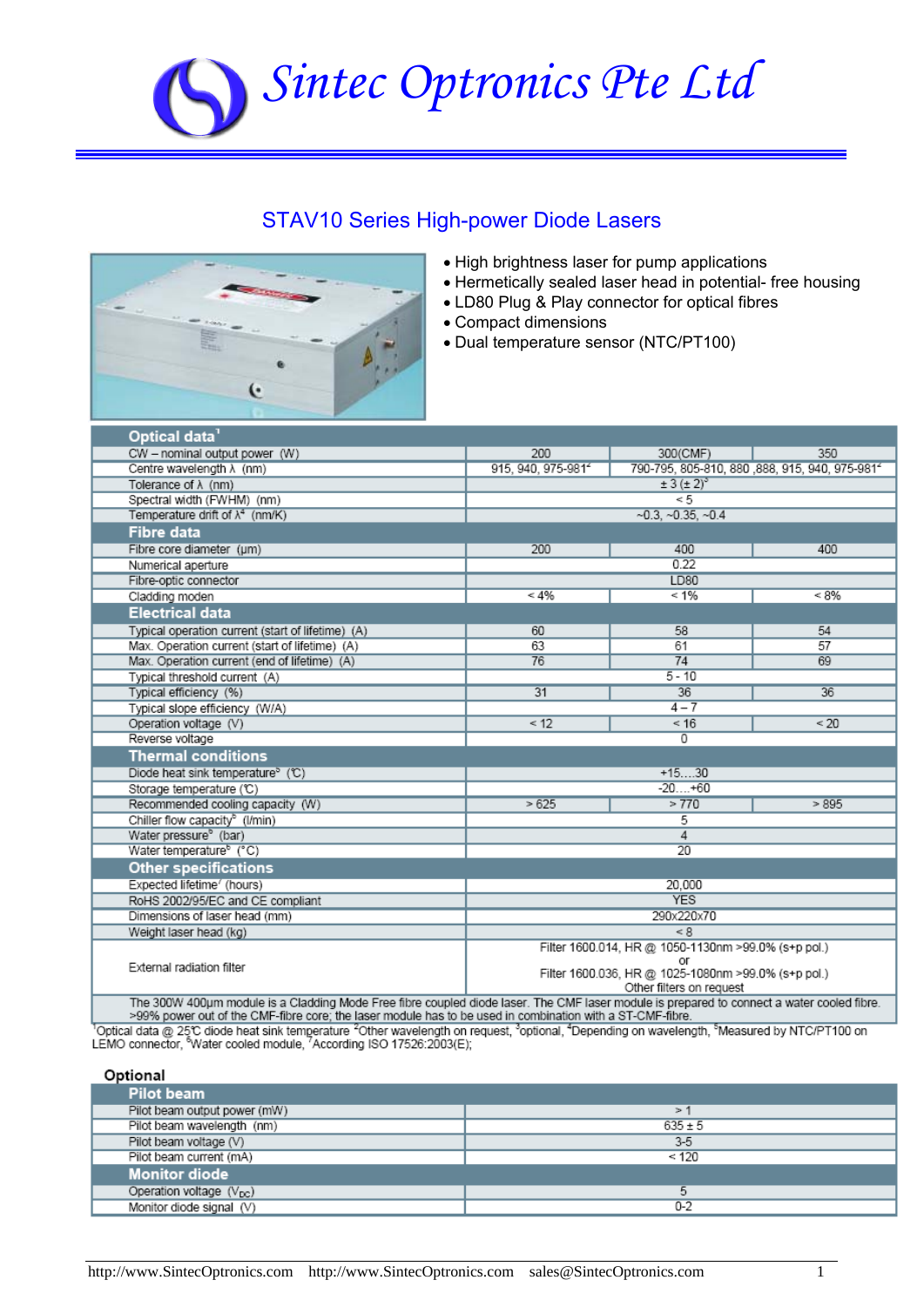# Sintec Optronics Pte Ltd

## STAV10 Series High-power Diode Lasers

- High brightness laser for pump applications
- Hermetically sealed laser head in potential- free housing
- LD80 Plug & Play connector for optical fibres
- Compact dimensions
- Dual temperature sensor (NTC/PT100)

| Optical data[1] | | | |
|---|---|---|---|
| CW – nominal output power (W) | 200 | 300(CMF) | 350 |
| Centre wavelength λ (nm) | 915, 940, 975-981[2] | 790-795, 805-810, 880 ,888, 915, 940, 975-981[2] | |
| Tolerance of λ (nm) | ± 3 (± 2)[3] | | |
| Spectral width (FWHM) (nm) | < 5 | | |
| Temperature drift of λ[4] (nm/K) | ~0.3, ~0.35, ~0.4 | | |
| **Fibre data** | | | |
| Fibre core diameter (µm) | 200 | 400 | 400 |
| Numerical aperture | 0.22 | | |
| Fibre-optic connector | LD80 | | |
| Cladding moden | < 4% | < 1% | < 8% |
| **Electrical data** | | | |
| Typical operation current (start of lifetime) (A) | 60 | 58 | 54 |
| Max. Operation current (start of lifetime) (A) | 63 | 61 | 57 |
| Max. Operation current (end of lifetime) (A) | 76 | 74 | 69 |
| Typical threshold current (A) | 5 - 10 | | |
| Typical efficiency (%) | 31 | 36 | 36 |
| Typical slope efficiency (W/A) | 4 – 7 | | |
| Operation voltage (V) | < 12 | < 16 | < 20 |
| Reverse voltage | 0 | | |
| **Thermal conditions** | | | |
| Diode heat sink temperature[5] (℃) | +15….30 | | |
| Storage temperature (℃) | -20….+60 | | |
| Recommended cooling capacity (W) | > 625 | > 770 | > 895 |
| Chiller flow capacity[6] (l/min) | 5 | | |
| Water pressure[6] (bar) | 4 | | |
| Water temperature[6] (°C) | 20 | | |
| **Other specifications** | | | |
| Expected lifetime[7] (hours) | 20,000 | | |
| RoHS 2002/95/EC and CE compliant | YES | | |
| Dimensions of laser head (mm) | 290x220x70 | | |
| Weight laser head (kg) | < 8 | | |
| External radiation filter | Filter 1600.014, HR @ 1050-1130nm >99.0% (s+p pol.) or Filter 1600.036, HR @ 1025-1080nm >99.0% (s+p pol.) Other filters on request | | |

The 300W 400µm module is a Cladding Mode Free fibre coupled diode laser. The CMF laser module is prepared to connect a water cooled fibre. >99% power out of the CMF-fibre core; the laser module has to be used in combination with a ST-CMF-fibre.

[1]Optical data @ 25℃ diode heat sink temperature [2]Other wavelength on request, [3]optional, [4]Depending on wavelength, [5]Measured by NTC/PT100 on LEMO connector, [6]Water cooled module, [7]According ISO 17526:2003(E);

### Optional

| Pilot beam | |
|---|---|
| Pilot beam output power (mW) | > 1 |
| Pilot beam wavelength (nm) | 635 ± 5 |
| Pilot beam voltage (V) | 3-5 |
| Pilot beam current (mA) | < 120 |
| **Monitor diode** | |
| Operation voltage ($V_{DC}$) | 5 |
| Monitor diode signal (V) | 0-2 |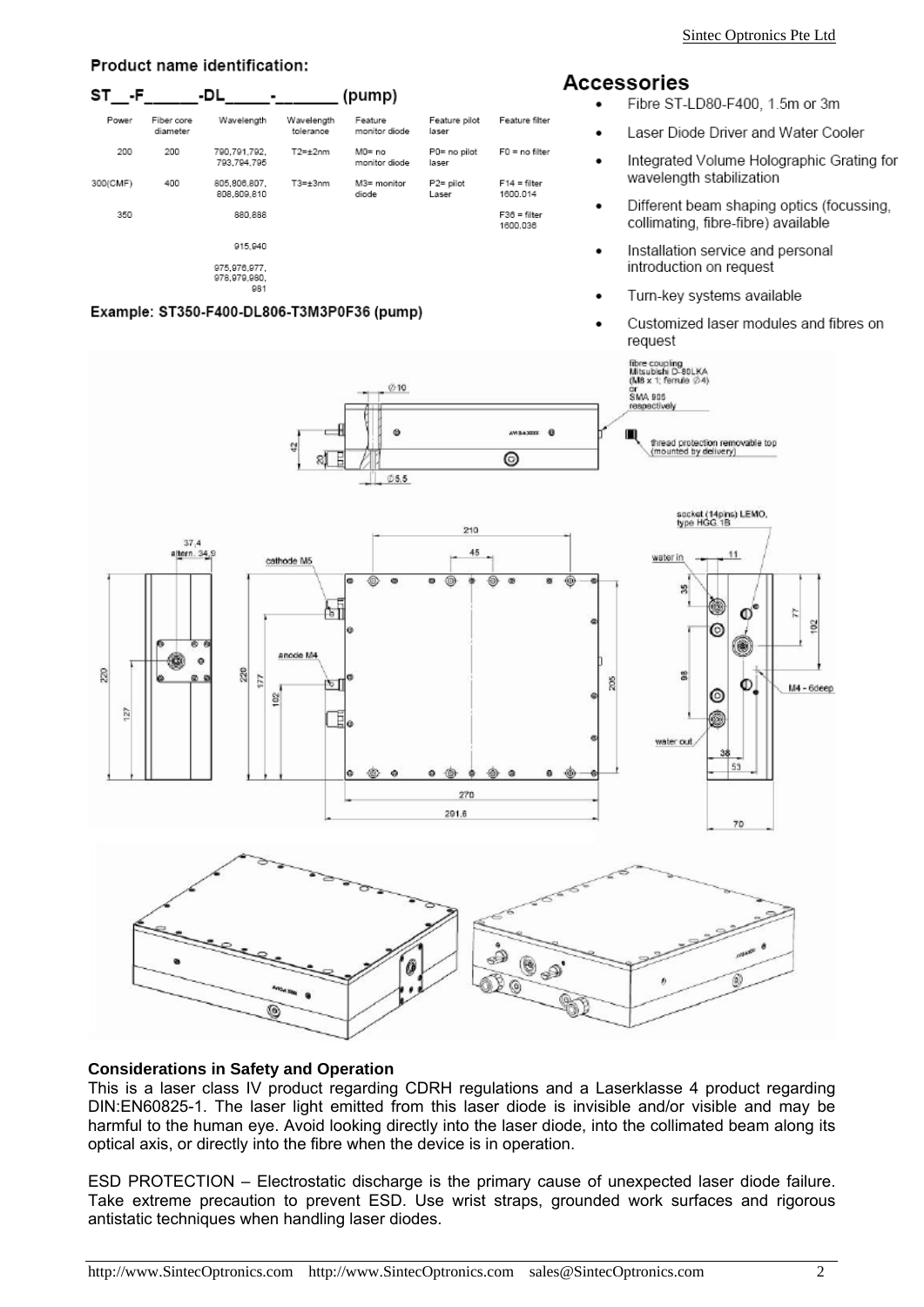## Product name identification:

### ST__-F______-DL_____-_______ (pump)

| Power | Fiber core diameter | Wavelength | Wavelength tolerance | Feature monitor diode | Feature pilot laser | Feature filter |
|---|---|---|---|---|---|---|
| 200 | 200 | 790,791,792, 793,794,795 | T2=±2nm | M0= no monitor diode | P0= no pilot laser | F0 = no filter |
| 300(CMF) | 400 | 805,806,807, 808,809,810 | T3=±3nm | M3= monitor diode | P2= pilot Laser | F14 = filter 1600.014 |
| 350 | | 880,888 | | | | F36 = filter 1600.036 |
| | | 915,940 | | | | |
| | | 975,976,977, 978,979,980, 981 | | | | |

**Example: ST350-F400-DL806-T3M3P0F36 (pump)**

## Accessories

- Fibre ST-LD80-F400, 1.5m or 3m
- Laser Diode Driver and Water Cooler
- Integrated Volume Holographic Grating for wavelength stabilization
- Different beam shaping optics (focussing, collimating, fibre-fibre) available
- Installation service and personal introduction on request
- Turn-key systems available
- Customized laser modules and fibres on request

### Considerations in Safety and Operation

This is a laser class IV product regarding CDRH regulations and a Laserklasse 4 product regarding DIN:EN60825-1. The laser light emitted from this laser diode is invisible and/or visible and may be harmful to the human eye. Avoid looking directly into the laser diode, into the collimated beam along its optical axis, or directly into the fibre when the device is in operation.

ESD PROTECTION – Electrostatic discharge is the primary cause of unexpected laser diode failure. Take extreme precaution to prevent ESD. Use wrist straps, grounded work surfaces and rigorous antistatic techniques when handling laser diodes.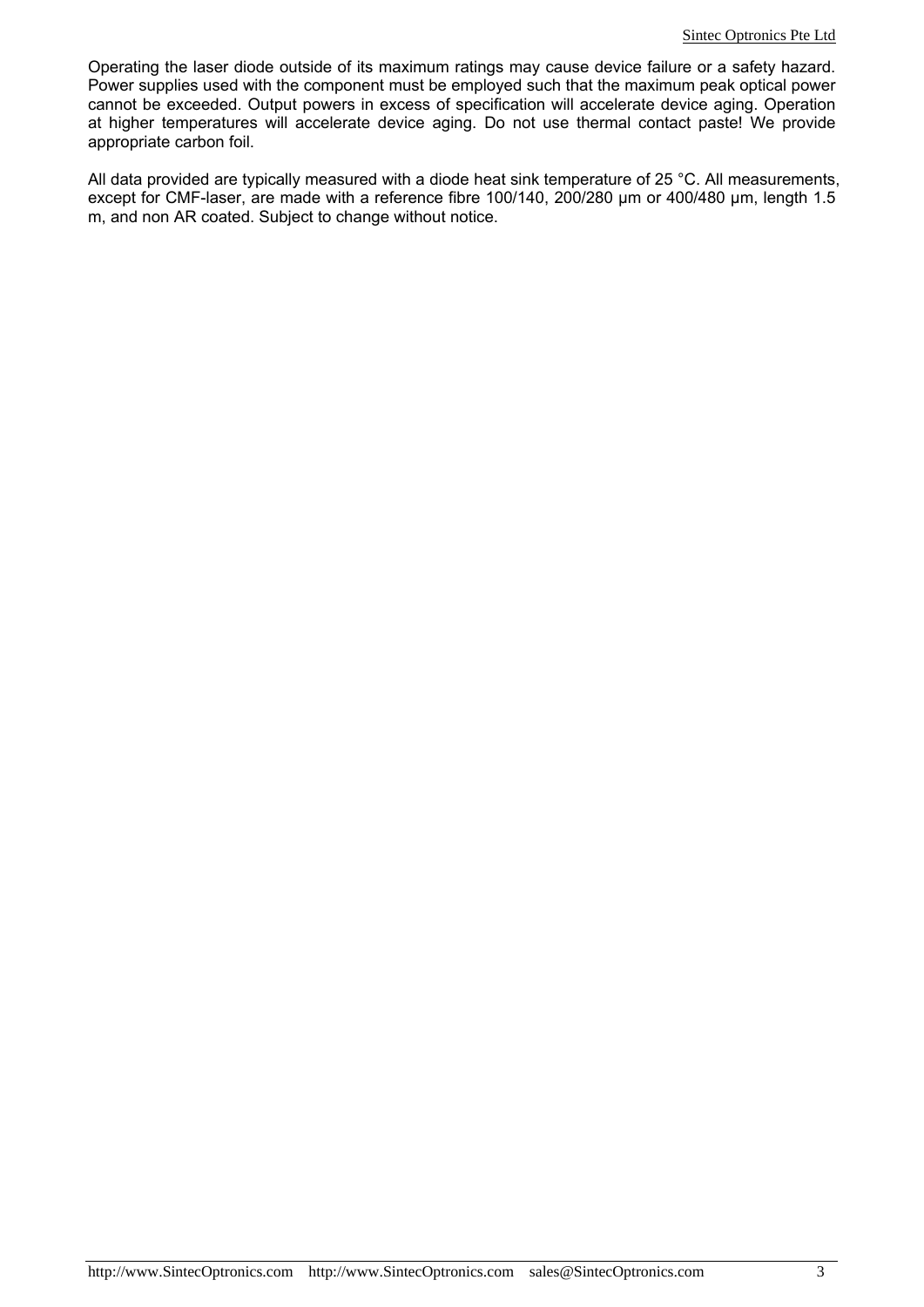Operating the laser diode outside of its maximum ratings may cause device failure or a safety hazard. Power supplies used with the component must be employed such that the maximum peak optical power cannot be exceeded. Output powers in excess of specification will accelerate device aging. Operation at higher temperatures will accelerate device aging. Do not use thermal contact paste! We provide appropriate carbon foil.

All data provided are typically measured with a diode heat sink temperature of 25 °C. All measurements, except for CMF-laser, are made with a reference fibre 100/140, 200/280 µm or 400/480 µm, length 1.5 m, and non AR coated. Subject to change without notice.